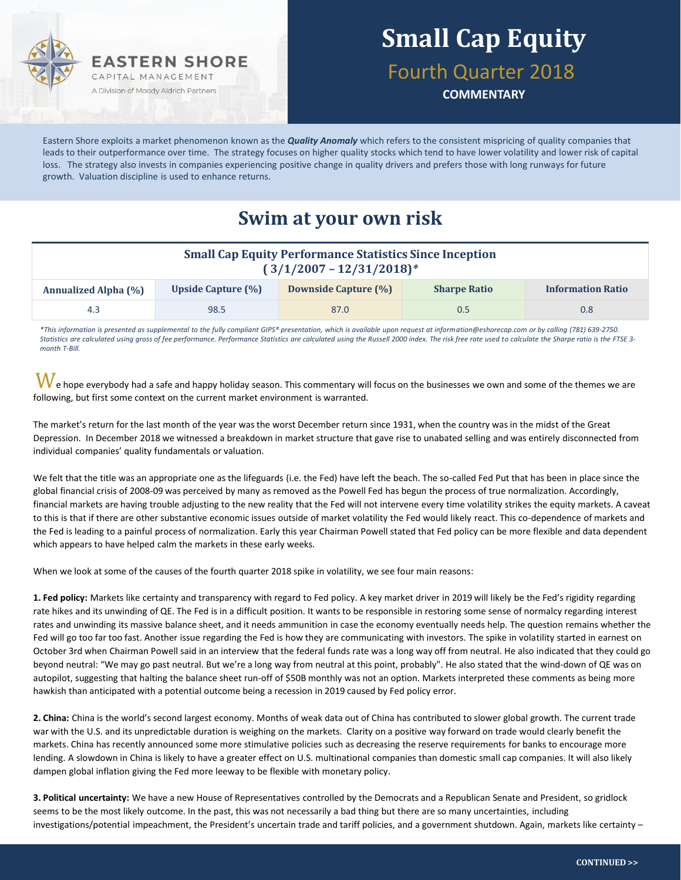EASTERN SHORE

CAPITAL MANAGEMENT

A Division of Moody Aldrich Partners

# Small Cap Equity

## Fourth Quarter 2018

**COMMENTARY**

Eastern Shore exploits a market phenomenon known as the ***Quality Anomaly*** which refers to the consistent mispricing of quality companies that leads to their outperformance over time. The strategy focuses on higher quality stocks which tend to have lower volatility and lower risk of capital loss. The strategy also invests in companies experiencing positive change in quality drivers and prefers those with long runways for future growth. Valuation discipline is used to enhance returns.

# Swim at your own risk

| Small Cap Equity Performance Statistics Since Inception (3/1/2007 – 12/31/2018)* | | | | |
|---|---|---|---|---|
| **Annualized Alpha (%)** | **Upside Capture (%)** | **Downside Capture (%)** | **Sharpe Ratio** | **Information Ratio** |
| 4.3 | 98.5 | 87.0 | 0.5 | 0.8 |

*\*This information is presented as supplemental to the fully compliant GIPS® presentation, which is available upon request at information@eshorecap.com or by calling (781) 639-2750. Statistics are calculated using gross of fee performance. Performance Statistics are calculated using the Russell 2000 index. The risk free rate used to calculate the Sharpe ratio is the FTSE 3-month T-Bill.*

We hope everybody had a safe and happy holiday season. This commentary will focus on the businesses we own and some of the themes we are following, but first some context on the current market environment is warranted.

The market's return for the last month of the year was the worst December return since 1931, when the country was in the midst of the Great Depression. In December 2018 we witnessed a breakdown in market structure that gave rise to unabated selling and was entirely disconnected from individual companies' quality fundamentals or valuation.

We felt that the title was an appropriate one as the lifeguards (i.e. the Fed) have left the beach. The so-called Fed Put that has been in place since the global financial crisis of 2008-09 was perceived by many as removed as the Powell Fed has begun the process of true normalization. Accordingly, financial markets are having trouble adjusting to the new reality that the Fed will not intervene every time volatility strikes the equity markets. A caveat to this is that if there are other substantive economic issues outside of market volatility the Fed would likely react. This co-dependence of markets and the Fed is leading to a painful process of normalization. Early this year Chairman Powell stated that Fed policy can be more flexible and data dependent which appears to have helped calm the markets in these early weeks.

When we look at some of the causes of the fourth quarter 2018 spike in volatility, we see four main reasons:

**1. Fed policy:** Markets like certainty and transparency with regard to Fed policy. A key market driver in 2019 will likely be the Fed's rigidity regarding rate hikes and its unwinding of QE. The Fed is in a difficult position. It wants to be responsible in restoring some sense of normalcy regarding interest rates and unwinding its massive balance sheet, and it needs ammunition in case the economy eventually needs help. The question remains whether the Fed will go too far too fast. Another issue regarding the Fed is how they are communicating with investors. The spike in volatility started in earnest on October 3rd when Chairman Powell said in an interview that the federal funds rate was a long way off from neutral. He also indicated that they could go beyond neutral: "We may go past neutral. But we're a long way from neutral at this point, probably". He also stated that the wind-down of QE was on autopilot, suggesting that halting the balance sheet run-off of $50B monthly was not an option. Markets interpreted these comments as being more hawkish than anticipated with a potential outcome being a recession in 2019 caused by Fed policy error.

**2. China:** China is the world's second largest economy. Months of weak data out of China has contributed to slower global growth. The current trade war with the U.S. and its unpredictable duration is weighing on the markets. Clarity on a positive way forward on trade would clearly benefit the markets. China has recently announced some more stimulative policies such as decreasing the reserve requirements for banks to encourage more lending. A slowdown in China is likely to have a greater effect on U.S. multinational companies than domestic small cap companies. It will also likely dampen global inflation giving the Fed more leeway to be flexible with monetary policy.

**3. Political uncertainty:** We have a new House of Representatives controlled by the Democrats and a Republican Senate and President, so gridlock seems to be the most likely outcome. In the past, this was not necessarily a bad thing but there are so many uncertainties, including investigations/potential impeachment, the President's uncertain trade and tariff policies, and a government shutdown. Again, markets like certainty –

**CONTINUED >>**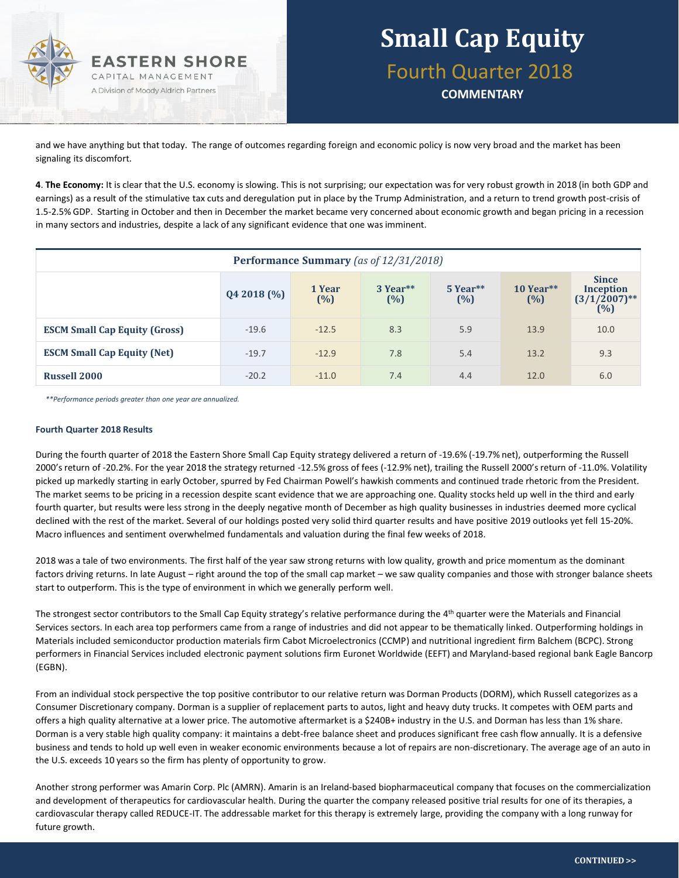and we have anything but that today. The range of outcomes regarding foreign and economic policy is now very broad and the market has been signaling its discomfort.

4. **The Economy:** It is clear that the U.S. economy is slowing. This is not surprising; our expectation was for very robust growth in 2018 (in both GDP and earnings) as a result of the stimulative tax cuts and deregulation put in place by the Trump Administration, and a return to trend growth post-crisis of 1.5-2.5% GDP. Starting in October and then in December the market became very concerned about economic growth and began pricing in a recession in many sectors and industries, despite a lack of any significant evidence that one was imminent.

**Performance Summary** *(as of 12/31/2018)*

| | Q4 2018 (%) | 1 Year (%) | 3 Year** (%) | 5 Year** (%) | 10 Year** (%) | Since Inception (3/1/2007)** (%) |
|---|---|---|---|---|---|---|
| **ESCM Small Cap Equity (Gross)** | -19.6 | -12.5 | 8.3 | 5.9 | 13.9 | 10.0 |
| **ESCM Small Cap Equity (Net)** | -19.7 | -12.9 | 7.8 | 5.4 | 13.2 | 9.3 |
| **Russell 2000** | -20.2 | -11.0 | 7.4 | 4.4 | 12.0 | 6.0 |

*\*\*Performance periods greater than one year are annualized.*

### Fourth Quarter 2018 Results

During the fourth quarter of 2018 the Eastern Shore Small Cap Equity strategy delivered a return of -19.6% (-19.7% net), outperforming the Russell 2000's return of -20.2%. For the year 2018 the strategy returned -12.5% gross of fees (-12.9% net), trailing the Russell 2000's return of -11.0%. Volatility picked up markedly starting in early October, spurred by Fed Chairman Powell's hawkish comments and continued trade rhetoric from the President. The market seems to be pricing in a recession despite scant evidence that we are approaching one. Quality stocks held up well in the third and early fourth quarter, but results were less strong in the deeply negative month of December as high quality businesses in industries deemed more cyclical declined with the rest of the market. Several of our holdings posted very solid third quarter results and have positive 2019 outlooks yet fell 15-20%. Macro influences and sentiment overwhelmed fundamentals and valuation during the final few weeks of 2018.

2018 was a tale of two environments. The first half of the year saw strong returns with low quality, growth and price momentum as the dominant factors driving returns. In late August – right around the top of the small cap market – we saw quality companies and those with stronger balance sheets start to outperform. This is the type of environment in which we generally perform well.

The strongest sector contributors to the Small Cap Equity strategy's relative performance during the 4th quarter were the Materials and Financial Services sectors. In each area top performers came from a range of industries and did not appear to be thematically linked. Outperforming holdings in Materials included semiconductor production materials firm Cabot Microelectronics (CCMP) and nutritional ingredient firm Balchem (BCPC). Strong performers in Financial Services included electronic payment solutions firm Euronet Worldwide (EEFT) and Maryland-based regional bank Eagle Bancorp (EGBN).

From an individual stock perspective the top positive contributor to our relative return was Dorman Products (DORM), which Russell categorizes as a Consumer Discretionary company. Dorman is a supplier of replacement parts to autos, light and heavy duty trucks. It competes with OEM parts and offers a high quality alternative at a lower price. The automotive aftermarket is a $240B+ industry in the U.S. and Dorman has less than 1% share. Dorman is a very stable high quality company: it maintains a debt-free balance sheet and produces significant free cash flow annually. It is a defensive business and tends to hold up well even in weaker economic environments because a lot of repairs are non-discretionary. The average age of an auto in the U.S. exceeds 10 years so the firm has plenty of opportunity to grow.

Another strong performer was Amarin Corp. Plc (AMRN). Amarin is an Ireland-based biopharmaceutical company that focuses on the commercialization and development of therapeutics for cardiovascular health. During the quarter the company released positive trial results for one of its therapies, a cardiovascular therapy called REDUCE-IT. The addressable market for this therapy is extremely large, providing the company with a long runway for future growth.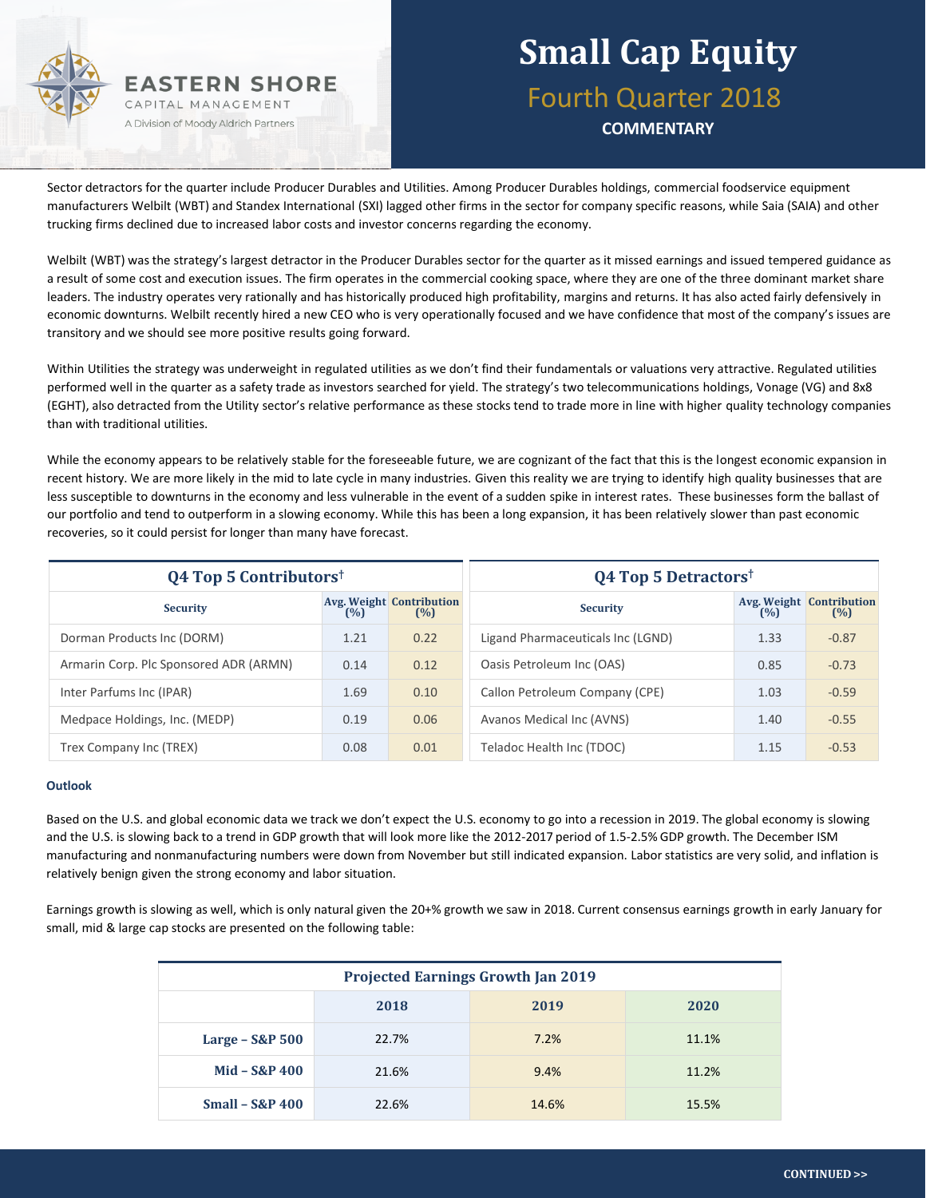Sector detractors for the quarter include Producer Durables and Utilities. Among Producer Durables holdings, commercial foodservice equipment manufacturers Welbilt (WBT) and Standex International (SXI) lagged other firms in the sector for company specific reasons, while Saia (SAIA) and other trucking firms declined due to increased labor costs and investor concerns regarding the economy.

Welbilt (WBT) was the strategy's largest detractor in the Producer Durables sector for the quarter as it missed earnings and issued tempered guidance as a result of some cost and execution issues. The firm operates in the commercial cooking space, where they are one of the three dominant market share leaders. The industry operates very rationally and has historically produced high profitability, margins and returns. It has also acted fairly defensively in economic downturns. Welbilt recently hired a new CEO who is very operationally focused and we have confidence that most of the company's issues are transitory and we should see more positive results going forward.

Within Utilities the strategy was underweight in regulated utilities as we don't find their fundamentals or valuations very attractive. Regulated utilities performed well in the quarter as a safety trade as investors searched for yield. The strategy's two telecommunications holdings, Vonage (VG) and 8x8 (EGHT), also detracted from the Utility sector's relative performance as these stocks tend to trade more in line with higher quality technology companies than with traditional utilities.

While the economy appears to be relatively stable for the foreseeable future, we are cognizant of the fact that this is the longest economic expansion in recent history. We are more likely in the mid to late cycle in many industries. Given this reality we are trying to identify high quality businesses that are less susceptible to downturns in the economy and less vulnerable in the event of a sudden spike in interest rates. These businesses form the ballast of our portfolio and tend to outperform in a slowing economy. While this has been a long expansion, it has been relatively slower than past economic recoveries, so it could persist for longer than many have forecast.

**Q4 Top 5 Contributors†**

| Security | Avg. Weight (%) | Contribution (%) |
|---|---|---|
| Dorman Products Inc (DORM) | 1.21 | 0.22 |
| Armarin Corp. Plc Sponsored ADR (ARMN) | 0.14 | 0.12 |
| Inter Parfums Inc (IPAR) | 1.69 | 0.10 |
| Medpace Holdings, Inc. (MEDP) | 0.19 | 0.06 |
| Trex Company Inc (TREX) | 0.08 | 0.01 |

**Q4 Top 5 Detractors†**

| Security | Avg. Weight (%) | Contribution (%) |
|---|---|---|
| Ligand Pharmaceuticals Inc (LGND) | 1.33 | -0.87 |
| Oasis Petroleum Inc (OAS) | 0.85 | -0.73 |
| Callon Petroleum Company (CPE) | 1.03 | -0.59 |
| Avanos Medical Inc (AVNS) | 1.40 | -0.55 |
| Teladoc Health Inc (TDOC) | 1.15 | -0.53 |

### Outlook

Based on the U.S. and global economic data we track we don't expect the U.S. economy to go into a recession in 2019. The global economy is slowing and the U.S. is slowing back to a trend in GDP growth that will look more like the 2012-2017 period of 1.5-2.5% GDP growth. The December ISM manufacturing and nonmanufacturing numbers were down from November but still indicated expansion. Labor statistics are very solid, and inflation is relatively benign given the strong economy and labor situation.

Earnings growth is slowing as well, which is only natural given the 20+% growth we saw in 2018. Current consensus earnings growth in early January for small, mid & large cap stocks are presented on the following table:

**Projected Earnings Growth Jan 2019**

| | 2018 | 2019 | 2020 |
|---|---|---|---|
| Large – S&P 500 | 22.7% | 7.2% | 11.1% |
| Mid – S&P 400 | 21.6% | 9.4% | 11.2% |
| Small – S&P 400 | 22.6% | 14.6% | 15.5% |

CONTINUED >>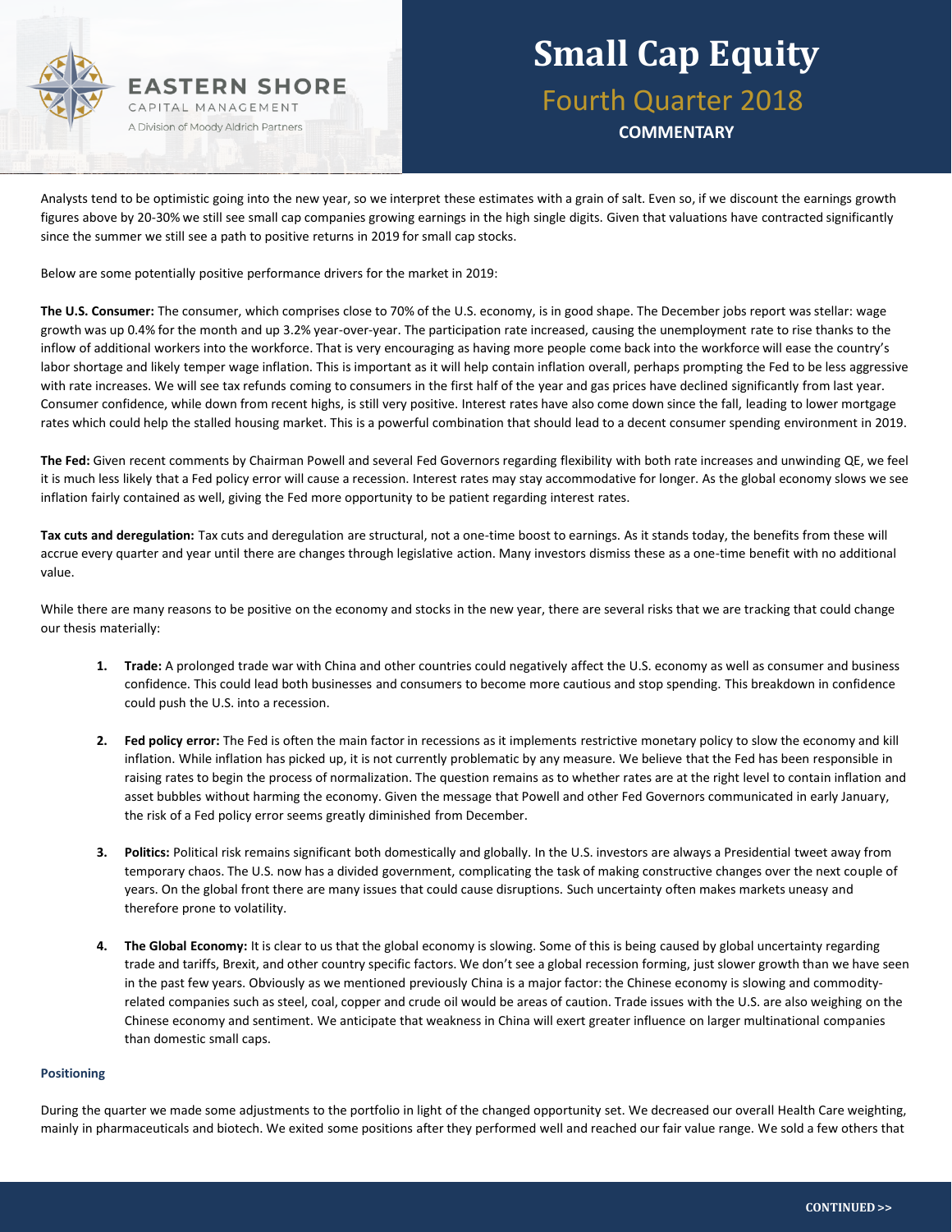Analysts tend to be optimistic going into the new year, so we interpret these estimates with a grain of salt. Even so, if we discount the earnings growth figures above by 20-30% we still see small cap companies growing earnings in the high single digits. Given that valuations have contracted significantly since the summer we still see a path to positive returns in 2019 for small cap stocks.

Below are some potentially positive performance drivers for the market in 2019:

**The U.S. Consumer:** The consumer, which comprises close to 70% of the U.S. economy, is in good shape. The December jobs report was stellar: wage growth was up 0.4% for the month and up 3.2% year-over-year. The participation rate increased, causing the unemployment rate to rise thanks to the inflow of additional workers into the workforce. That is very encouraging as having more people come back into the workforce will ease the country's labor shortage and likely temper wage inflation. This is important as it will help contain inflation overall, perhaps prompting the Fed to be less aggressive with rate increases. We will see tax refunds coming to consumers in the first half of the year and gas prices have declined significantly from last year. Consumer confidence, while down from recent highs, is still very positive. Interest rates have also come down since the fall, leading to lower mortgage rates which could help the stalled housing market. This is a powerful combination that should lead to a decent consumer spending environment in 2019.

**The Fed:** Given recent comments by Chairman Powell and several Fed Governors regarding flexibility with both rate increases and unwinding QE, we feel it is much less likely that a Fed policy error will cause a recession. Interest rates may stay accommodative for longer. As the global economy slows we see inflation fairly contained as well, giving the Fed more opportunity to be patient regarding interest rates.

**Tax cuts and deregulation:** Tax cuts and deregulation are structural, not a one-time boost to earnings. As it stands today, the benefits from these will accrue every quarter and year until there are changes through legislative action. Many investors dismiss these as a one-time benefit with no additional value.

While there are many reasons to be positive on the economy and stocks in the new year, there are several risks that we are tracking that could change our thesis materially:

1. **Trade:** A prolonged trade war with China and other countries could negatively affect the U.S. economy as well as consumer and business confidence. This could lead both businesses and consumers to become more cautious and stop spending. This breakdown in confidence could push the U.S. into a recession.

2. **Fed policy error:** The Fed is often the main factor in recessions as it implements restrictive monetary policy to slow the economy and kill inflation. While inflation has picked up, it is not currently problematic by any measure. We believe that the Fed has been responsible in raising rates to begin the process of normalization. The question remains as to whether rates are at the right level to contain inflation and asset bubbles without harming the economy. Given the message that Powell and other Fed Governors communicated in early January, the risk of a Fed policy error seems greatly diminished from December.

3. **Politics:** Political risk remains significant both domestically and globally. In the U.S. investors are always a Presidential tweet away from temporary chaos. The U.S. now has a divided government, complicating the task of making constructive changes over the next couple of years. On the global front there are many issues that could cause disruptions. Such uncertainty often makes markets uneasy and therefore prone to volatility.

4. **The Global Economy:** It is clear to us that the global economy is slowing. Some of this is being caused by global uncertainty regarding trade and tariffs, Brexit, and other country specific factors. We don't see a global recession forming, just slower growth than we have seen in the past few years. Obviously as we mentioned previously China is a major factor: the Chinese economy is slowing and commodity-related companies such as steel, coal, copper and crude oil would be areas of caution. Trade issues with the U.S. are also weighing on the Chinese economy and sentiment. We anticipate that weakness in China will exert greater influence on larger multinational companies than domestic small caps.

#### Positioning

During the quarter we made some adjustments to the portfolio in light of the changed opportunity set. We decreased our overall Health Care weighting, mainly in pharmaceuticals and biotech. We exited some positions after they performed well and reached our fair value range. We sold a few others that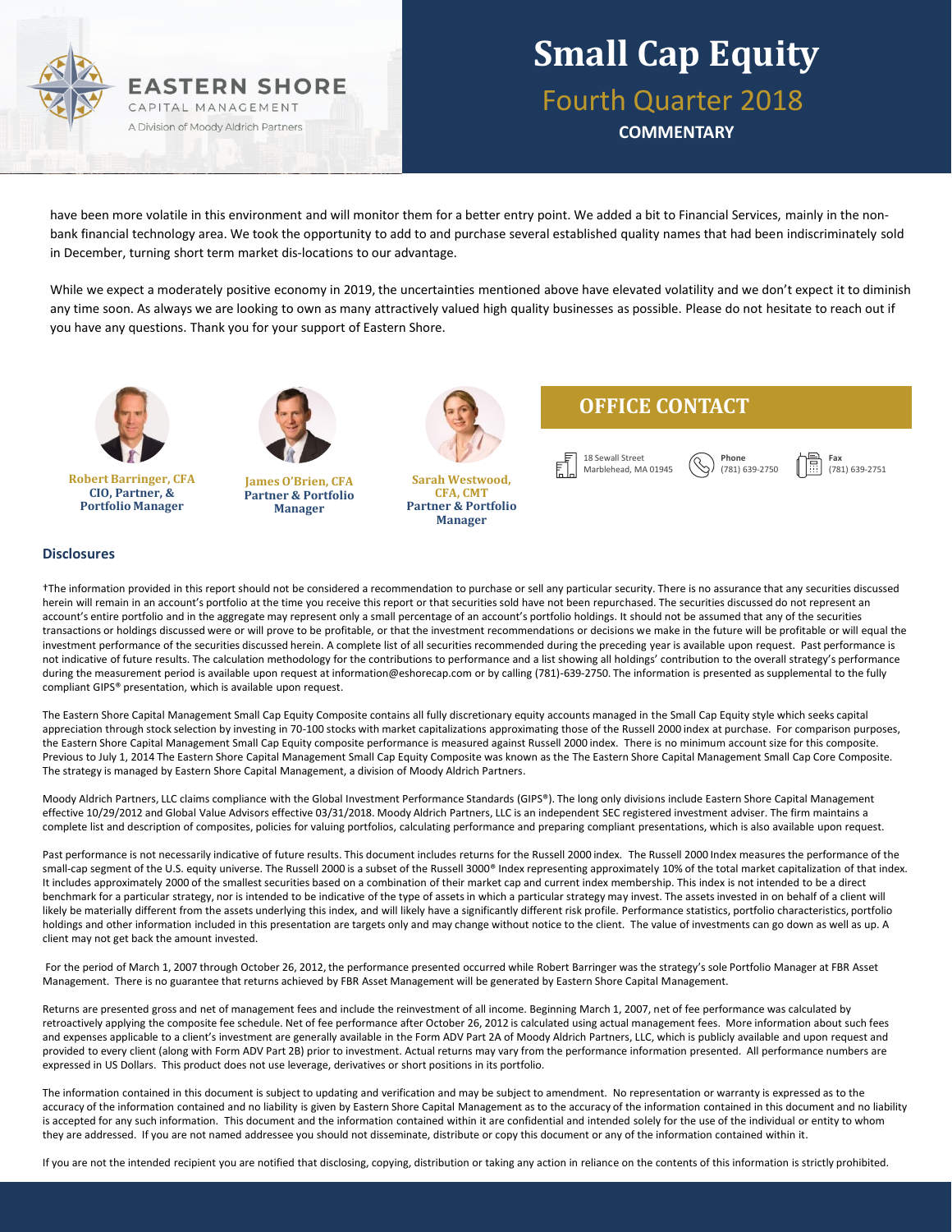have been more volatile in this environment and will monitor them for a better entry point. We added a bit to Financial Services, mainly in the non-bank financial technology area. We took the opportunity to add to and purchase several established quality names that had been indiscriminately sold in December, turning short term market dis-locations to our advantage.

While we expect a moderately positive economy in 2019, the uncertainties mentioned above have elevated volatility and we don't expect it to diminish any time soon. As always we are looking to own as many attractively valued high quality businesses as possible. Please do not hesitate to reach out if you have any questions. Thank you for your support of Eastern Shore.

**Robert Barringer, CFA**
**CIO, Partner, & Portfolio Manager**

**James O'Brien, CFA**
**Partner & Portfolio Manager**

**Sarah Westwood, CFA, CMT**
**Partner & Portfolio Manager**

## OFFICE CONTACT

18 Sewall Street
Marblehead, MA 01945

**Phone**
(781) 639-2750

**Fax**
(781) 639-2751

## Disclosures

†The information provided in this report should not be considered a recommendation to purchase or sell any particular security. There is no assurance that any securities discussed herein will remain in an account's portfolio at the time you receive this report or that securities sold have not been repurchased. The securities discussed do not represent an account's entire portfolio and in the aggregate may represent only a small percentage of an account's portfolio holdings. It should not be assumed that any of the securities transactions or holdings discussed were or will prove to be profitable, or that the investment recommendations or decisions we make in the future will be profitable or will equal the investment performance of the securities discussed herein. A complete list of all securities recommended during the preceding year is available upon request. Past performance is not indicative of future results. The calculation methodology for the contributions to performance and a list showing all holdings' contribution to the overall strategy's performance during the measurement period is available upon request at information@eshorecap.com or by calling (781)-639-2750. The information is presented as supplemental to the fully compliant GIPS® presentation, which is available upon request.

The Eastern Shore Capital Management Small Cap Equity Composite contains all fully discretionary equity accounts managed in the Small Cap Equity style which seeks capital appreciation through stock selection by investing in 70-100 stocks with market capitalizations approximating those of the Russell 2000 index at purchase. For comparison purposes, the Eastern Shore Capital Management Small Cap Equity composite performance is measured against Russell 2000 index. There is no minimum account size for this composite. Previous to July 1, 2014 The Eastern Shore Capital Management Small Cap Equity Composite was known as the The Eastern Shore Capital Management Small Cap Core Composite. The strategy is managed by Eastern Shore Capital Management, a division of Moody Aldrich Partners.

Moody Aldrich Partners, LLC claims compliance with the Global Investment Performance Standards (GIPS®). The long only divisions include Eastern Shore Capital Management effective 10/29/2012 and Global Value Advisors effective 03/31/2018. Moody Aldrich Partners, LLC is an independent SEC registered investment adviser. The firm maintains a complete list and description of composites, policies for valuing portfolios, calculating performance and preparing compliant presentations, which is also available upon request.

Past performance is not necessarily indicative of future results. This document includes returns for the Russell 2000 index. The Russell 2000 Index measures the performance of the small-cap segment of the U.S. equity universe. The Russell 2000 is a subset of the Russell 3000® Index representing approximately 10% of the total market capitalization of that index. It includes approximately 2000 of the smallest securities based on a combination of their market cap and current index membership. This index is not intended to be a direct benchmark for a particular strategy, nor is intended to be indicative of the type of assets in which a particular strategy may invest. The assets invested in on behalf of a client will likely be materially different from the assets underlying this index, and will likely have a significantly different risk profile. Performance statistics, portfolio characteristics, portfolio holdings and other information included in this presentation are targets only and may change without notice to the client. The value of investments can go down as well as up. A client may not get back the amount invested.

For the period of March 1, 2007 through October 26, 2012, the performance presented occurred while Robert Barringer was the strategy's sole Portfolio Manager at FBR Asset Management. There is no guarantee that returns achieved by FBR Asset Management will be generated by Eastern Shore Capital Management.

Returns are presented gross and net of management fees and include the reinvestment of all income. Beginning March 1, 2007, net of fee performance was calculated by retroactively applying the composite fee schedule. Net of fee performance after October 26, 2012 is calculated using actual management fees. More information about such fees and expenses applicable to a client's investment are generally available in the Form ADV Part 2A of Moody Aldrich Partners, LLC, which is publicly available and upon request and provided to every client (along with Form ADV Part 2B) prior to investment. Actual returns may vary from the performance information presented. All performance numbers are expressed in US Dollars. This product does not use leverage, derivatives or short positions in its portfolio.

The information contained in this document is subject to updating and verification and may be subject to amendment. No representation or warranty is expressed as to the accuracy of the information contained and no liability is given by Eastern Shore Capital Management as to the accuracy of the information contained in this document and no liability is accepted for any such information. This document and the information contained within it are confidential and intended solely for the use of the individual or entity to whom they are addressed. If you are not named addressee you should not disseminate, distribute or copy this document or any of the information contained within it.

If you are not the intended recipient you are notified that disclosing, copying, distribution or taking any action in reliance on the contents of this information is strictly prohibited.